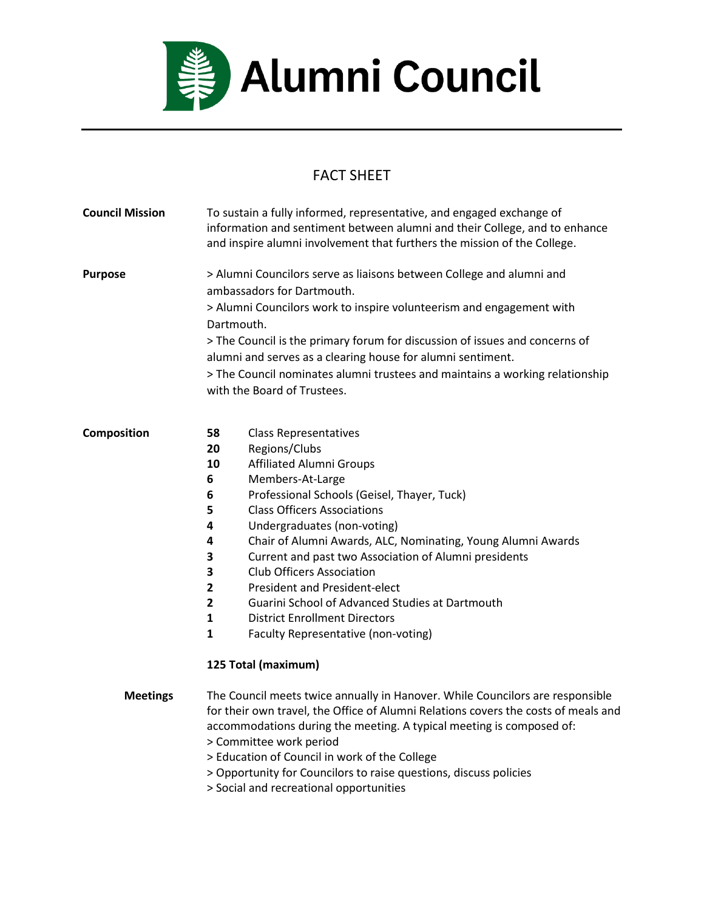# Alumni Council

## FACT SHEET

**Council Mission**

To sustain a fully informed, representative, and engaged exchange of information and sentiment between alumni and their College, and to enhance and inspire alumni involvement that furthers the mission of the College.

**Purpose**

> Alumni Councilors serve as liaisons between College and alumni and ambassadors for Dartmouth.
> Alumni Councilors work to inspire volunteerism and engagement with Dartmouth.
> The Council is the primary forum for discussion of issues and concerns of alumni and serves as a clearing house for alumni sentiment.
> The Council nominates alumni trustees and maintains a working relationship with the Board of Trustees.

**Composition**

| | |
|---|---|
| **58** | Class Representatives |
| **20** | Regions/Clubs |
| **10** | Affiliated Alumni Groups |
| **6** | Members-At-Large |
| **6** | Professional Schools (Geisel, Thayer, Tuck) |
| **5** | Class Officers Associations |
| **4** | Undergraduates (non-voting) |
| **4** | Chair of Alumni Awards, ALC, Nominating, Young Alumni Awards |
| **3** | Current and past two Association of Alumni presidents |
| **3** | Club Officers Association |
| **2** | President and President-elect |
| **2** | Guarini School of Advanced Studies at Dartmouth |
| **1** | District Enrollment Directors |
| **1** | Faculty Representative (non-voting) |

**125 Total (maximum)**

**Meetings**

The Council meets twice annually in Hanover. While Councilors are responsible for their own travel, the Office of Alumni Relations covers the costs of meals and accommodations during the meeting. A typical meeting is composed of:
> Committee work period
> Education of Council in work of the College
> Opportunity for Councilors to raise questions, discuss policies
> Social and recreational opportunities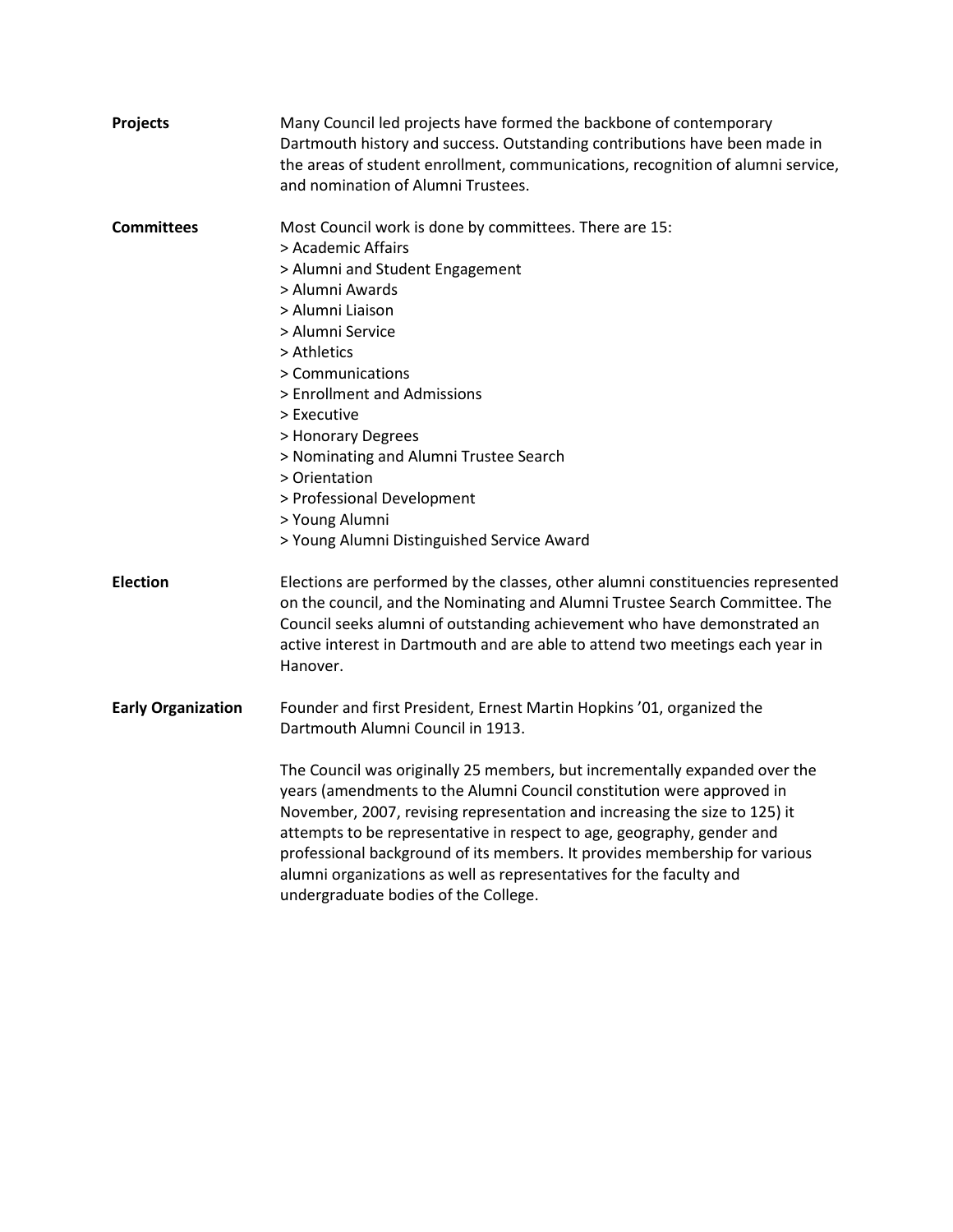**Projects**

Many Council led projects have formed the backbone of contemporary Dartmouth history and success. Outstanding contributions have been made in the areas of student enrollment, communications, recognition of alumni service, and nomination of Alumni Trustees.

**Committees**

Most Council work is done by committees. There are 15:

> Academic Affairs
> Alumni and Student Engagement
> Alumni Awards
> Alumni Liaison
> Alumni Service
> Athletics
> Communications
> Enrollment and Admissions
> Executive
> Honorary Degrees
> Nominating and Alumni Trustee Search
> Orientation
> Professional Development
> Young Alumni
> Young Alumni Distinguished Service Award

**Election**

Elections are performed by the classes, other alumni constituencies represented on the council, and the Nominating and Alumni Trustee Search Committee. The Council seeks alumni of outstanding achievement who have demonstrated an active interest in Dartmouth and are able to attend two meetings each year in Hanover.

**Early Organization**

Founder and first President, Ernest Martin Hopkins '01, organized the Dartmouth Alumni Council in 1913.

The Council was originally 25 members, but incrementally expanded over the years (amendments to the Alumni Council constitution were approved in November, 2007, revising representation and increasing the size to 125) it attempts to be representative in respect to age, geography, gender and professional background of its members. It provides membership for various alumni organizations as well as representatives for the faculty and undergraduate bodies of the College.